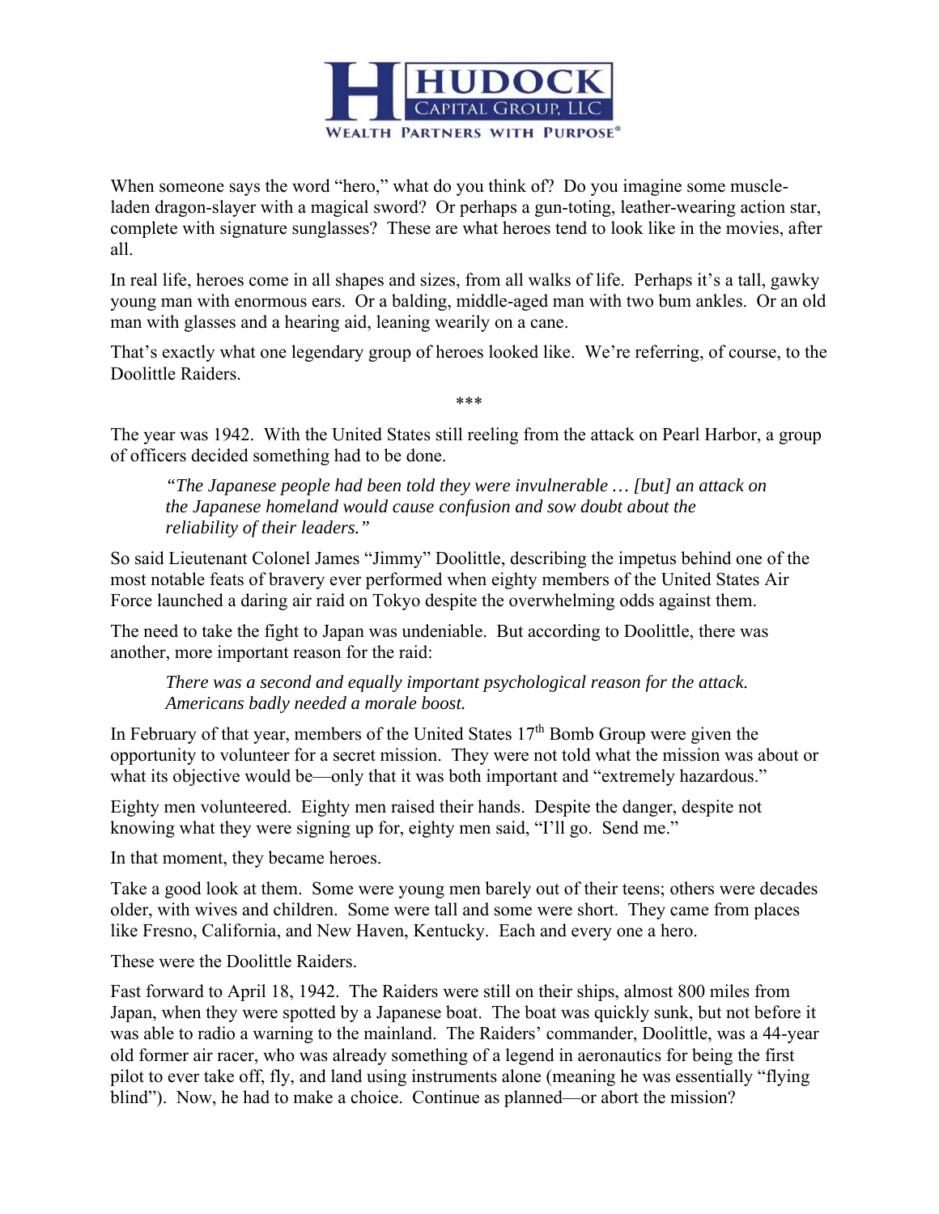When someone says the word "hero," what do you think of? Do you imagine some muscle-laden dragon-slayer with a magical sword? Or perhaps a gun-toting, leather-wearing action star, complete with signature sunglasses? These are what heroes tend to look like in the movies, after all.

In real life, heroes come in all shapes and sizes, from all walks of life. Perhaps it's a tall, gawky young man with enormous ears. Or a balding, middle-aged man with two bum ankles. Or an old man with glasses and a hearing aid, leaning wearily on a cane.

That's exactly what one legendary group of heroes looked like. We're referring, of course, to the Doolittle Raiders.

***

The year was 1942. With the United States still reeling from the attack on Pearl Harbor, a group of officers decided something had to be done.

> *"The Japanese people had been told they were invulnerable … [but] an attack on the Japanese homeland would cause confusion and sow doubt about the reliability of their leaders."*

So said Lieutenant Colonel James "Jimmy" Doolittle, describing the impetus behind one of the most notable feats of bravery ever performed when eighty members of the United States Air Force launched a daring air raid on Tokyo despite the overwhelming odds against them.

The need to take the fight to Japan was undeniable. But according to Doolittle, there was another, more important reason for the raid:

> *There was a second and equally important psychological reason for the attack. Americans badly needed a morale boost.*

In February of that year, members of the United States 17th Bomb Group were given the opportunity to volunteer for a secret mission. They were not told what the mission was about or what its objective would be—only that it was both important and "extremely hazardous."

Eighty men volunteered. Eighty men raised their hands. Despite the danger, despite not knowing what they were signing up for, eighty men said, "I'll go. Send me."

In that moment, they became heroes.

Take a good look at them. Some were young men barely out of their teens; others were decades older, with wives and children. Some were tall and some were short. They came from places like Fresno, California, and New Haven, Kentucky. Each and every one a hero.

These were the Doolittle Raiders.

Fast forward to April 18, 1942. The Raiders were still on their ships, almost 800 miles from Japan, when they were spotted by a Japanese boat. The boat was quickly sunk, but not before it was able to radio a warning to the mainland. The Raiders' commander, Doolittle, was a 44-year old former air racer, who was already something of a legend in aeronautics for being the first pilot to ever take off, fly, and land using instruments alone (meaning he was essentially "flying blind"). Now, he had to make a choice. Continue as planned—or abort the mission?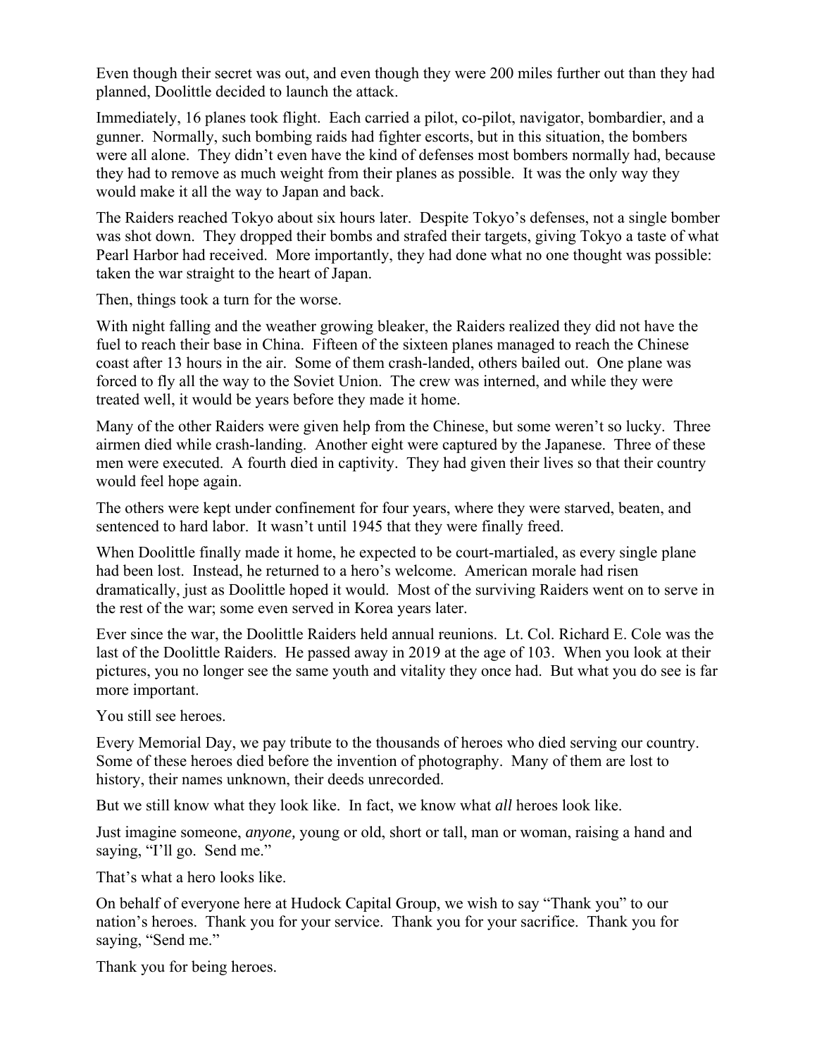Even though their secret was out, and even though they were 200 miles further out than they had planned, Doolittle decided to launch the attack.

Immediately, 16 planes took flight. Each carried a pilot, co-pilot, navigator, bombardier, and a gunner. Normally, such bombing raids had fighter escorts, but in this situation, the bombers were all alone. They didn't even have the kind of defenses most bombers normally had, because they had to remove as much weight from their planes as possible. It was the only way they would make it all the way to Japan and back.

The Raiders reached Tokyo about six hours later. Despite Tokyo's defenses, not a single bomber was shot down. They dropped their bombs and strafed their targets, giving Tokyo a taste of what Pearl Harbor had received. More importantly, they had done what no one thought was possible: taken the war straight to the heart of Japan.

Then, things took a turn for the worse.

With night falling and the weather growing bleaker, the Raiders realized they did not have the fuel to reach their base in China. Fifteen of the sixteen planes managed to reach the Chinese coast after 13 hours in the air. Some of them crash-landed, others bailed out. One plane was forced to fly all the way to the Soviet Union. The crew was interned, and while they were treated well, it would be years before they made it home.

Many of the other Raiders were given help from the Chinese, but some weren't so lucky. Three airmen died while crash-landing. Another eight were captured by the Japanese. Three of these men were executed. A fourth died in captivity. They had given their lives so that their country would feel hope again.

The others were kept under confinement for four years, where they were starved, beaten, and sentenced to hard labor. It wasn't until 1945 that they were finally freed.

When Doolittle finally made it home, he expected to be court-martialed, as every single plane had been lost. Instead, he returned to a hero's welcome. American morale had risen dramatically, just as Doolittle hoped it would. Most of the surviving Raiders went on to serve in the rest of the war; some even served in Korea years later.

Ever since the war, the Doolittle Raiders held annual reunions. Lt. Col. Richard E. Cole was the last of the Doolittle Raiders. He passed away in 2019 at the age of 103. When you look at their pictures, you no longer see the same youth and vitality they once had. But what you do see is far more important.

You still see heroes.

Every Memorial Day, we pay tribute to the thousands of heroes who died serving our country. Some of these heroes died before the invention of photography. Many of them are lost to history, their names unknown, their deeds unrecorded.

But we still know what they look like. In fact, we know what *all* heroes look like.

Just imagine someone, *anyone,* young or old, short or tall, man or woman, raising a hand and saying, "I'll go. Send me."

That's what a hero looks like.

On behalf of everyone here at Hudock Capital Group, we wish to say "Thank you" to our nation's heroes. Thank you for your service. Thank you for your sacrifice. Thank you for saying, "Send me."

Thank you for being heroes.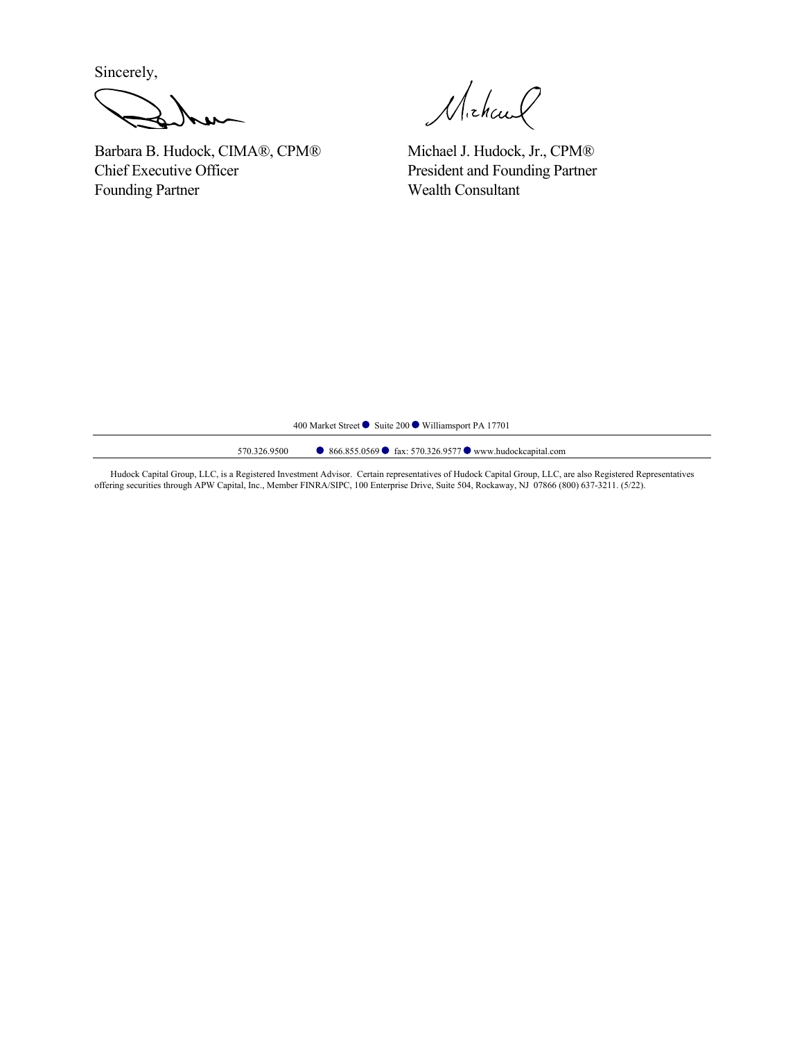Sincerely,

| | |
|---|---|
| Barbara B. Hudock, CIMA®, CPM® | Michael J. Hudock, Jr., CPM® |
| Chief Executive Officer | President and Founding Partner |
| Founding Partner | Wealth Consultant |

400 Market Street ● Suite 200 ● Williamsport PA 17701

570.326.9500 ● 866.855.0569 ● fax: 570.326.9577 ● www.hudockcapital.com

Hudock Capital Group, LLC, is a Registered Investment Advisor. Certain representatives of Hudock Capital Group, LLC, are also Registered Representatives offering securities through APW Capital, Inc., Member FINRA/SIPC, 100 Enterprise Drive, Suite 504, Rockaway, NJ 07866 (800) 637-3211. (5/22).